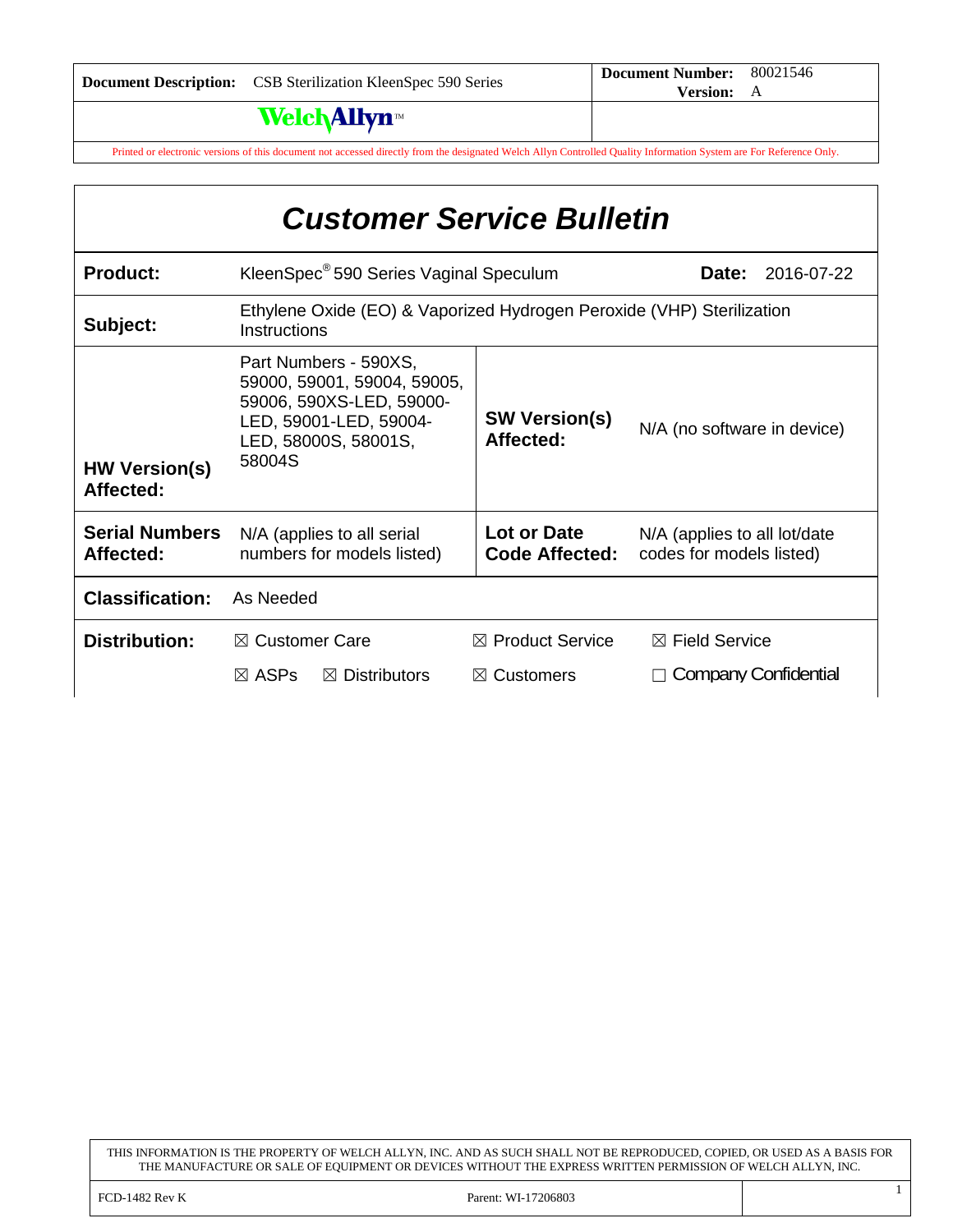| Document Description: | CSB Sterilization KleenSpec 590 Series | Document Number: 80021546 Version: A |
| --- | --- | --- |
| WelchAllyn™ | | |

Printed or electronic versions of this document not accessed directly from the designated Welch Allyn Controlled Quality Information System are For Reference Only.

# *Customer Service Bulletin*

| | | | |
| --- | --- | --- | --- |
| **Product:** | KleenSpec® 590 Series Vaginal Speculum | **Date:** | 2016-07-22 |
| **Subject:** | Ethylene Oxide (EO) & Vaporized Hydrogen Peroxide (VHP) Sterilization Instructions | | |
| **HW Version(s) Affected:** | Part Numbers - 590XS, 59000, 59001, 59004, 59005, 59006, 590XS-LED, 59000-LED, 59001-LED, 59004-LED, 58000S, 58001S, 58004S | **SW Version(s) Affected:** | N/A (no software in device) |
| **Serial Numbers Affected:** | N/A (applies to all serial numbers for models listed) | **Lot or Date Code Affected:** | N/A (applies to all lot/date codes for models listed) |
| **Classification:** | As Needed | | |

| | | | |
| --- | --- | --- | --- |
| **Distribution:** | ☒ Customer Care | ☒ Product Service | ☒ Field Service |
| | ☒ ASPs ☒ Distributors | ☒ Customers | ☐ Company Confidential |

THIS INFORMATION IS THE PROPERTY OF WELCH ALLYN, INC. AND AS SUCH SHALL NOT BE REPRODUCED, COPIED, OR USED AS A BASIS FOR THE MANUFACTURE OR SALE OF EQUIPMENT OR DEVICES WITHOUT THE EXPRESS WRITTEN PERMISSION OF WELCH ALLYN, INC.

FCD-1482 Rev K    Parent: WI-17206803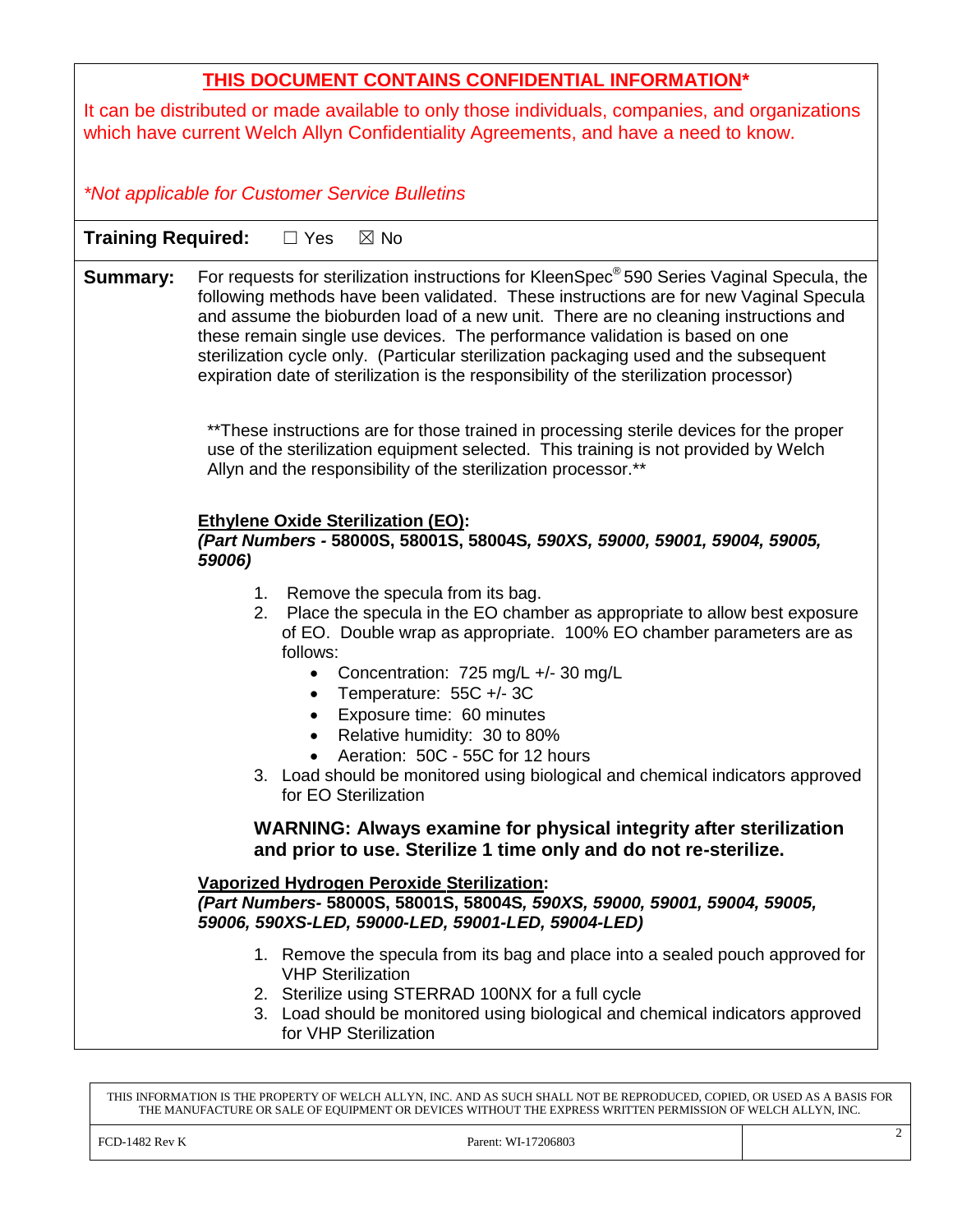**THIS DOCUMENT CONTAINS CONFIDENTIAL INFORMATION***

It can be distributed or made available to only those individuals, companies, and organizations which have current Welch Allyn Confidentiality Agreements, and have a need to know.

*\*Not applicable for Customer Service Bulletins*

**Training Required:** ☐ Yes ☒ No

**Summary:** For requests for sterilization instructions for KleenSpec® 590 Series Vaginal Specula, the following methods have been validated. These instructions are for new Vaginal Specula and assume the bioburden load of a new unit. There are no cleaning instructions and these remain single use devices. The performance validation is based on one sterilization cycle only. (Particular sterilization packaging used and the subsequent expiration date of sterilization is the responsibility of the sterilization processor)

\*\*These instructions are for those trained in processing sterile devices for the proper use of the sterilization equipment selected. This training is not provided by Welch Allyn and the responsibility of the sterilization processor.\*\*

**Ethylene Oxide Sterilization (EO):**
***(Part Numbers -* 58000S, 58001S, 58004S*, 590XS, 59000, 59001, 59004, 59005, 59006)***

1. Remove the specula from its bag.
2. Place the specula in the EO chamber as appropriate to allow best exposure of EO. Double wrap as appropriate. 100% EO chamber parameters are as follows:
   - Concentration: 725 mg/L +/- 30 mg/L
   - Temperature: 55C +/- 3C
   - Exposure time: 60 minutes
   - Relative humidity: 30 to 80%
   - Aeration: 50C - 55C for 12 hours
3. Load should be monitored using biological and chemical indicators approved for EO Sterilization

**WARNING: Always examine for physical integrity after sterilization and prior to use. Sterilize 1 time only and do not re-sterilize.**

**Vaporized Hydrogen Peroxide Sterilization:**
***(Part Numbers-* 58000S, 58001S, 58004S*, 590XS, 59000, 59001, 59004, 59005, 59006, 590XS-LED, 59000-LED, 59001-LED, 59004-LED)***

1. Remove the specula from its bag and place into a sealed pouch approved for VHP Sterilization
2. Sterilize using STERRAD 100NX for a full cycle
3. Load should be monitored using biological and chemical indicators approved for VHP Sterilization

THIS INFORMATION IS THE PROPERTY OF WELCH ALLYN, INC. AND AS SUCH SHALL NOT BE REPRODUCED, COPIED, OR USED AS A BASIS FOR THE MANUFACTURE OR SALE OF EQUIPMENT OR DEVICES WITHOUT THE EXPRESS WRITTEN PERMISSION OF WELCH ALLYN, INC.

FCD-1482 Rev K | Parent: WI-17206803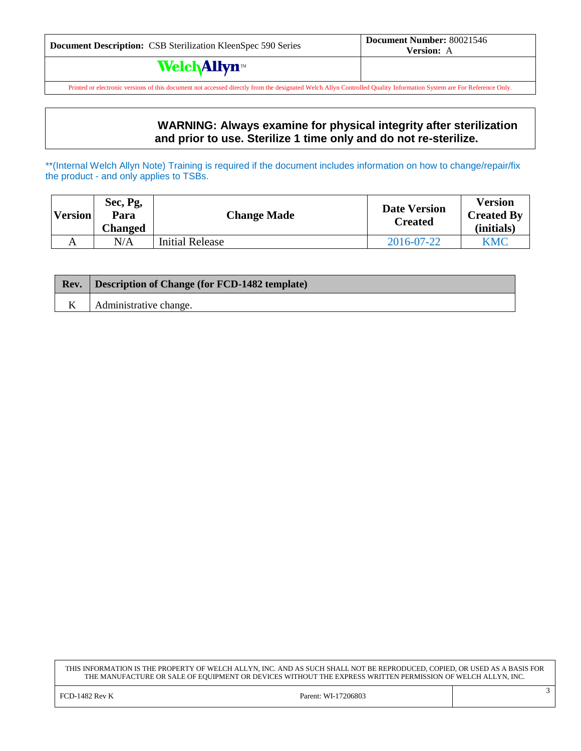**WARNING: Always examine for physical integrity after sterilization and prior to use. Sterilize 1 time only and do not re-sterilize.**

**(Internal Welch Allyn Note) Training is required if the document includes information on how to change/repair/fix the product - and only applies to TSBs.

| Version | Sec, Pg, Para Changed | Change Made | Date Version Created | Version Created By (initials) |
|---|---|---|---|---|
| A | N/A | Initial Release | 2016-07-22 | KMC |

| Rev. | Description of Change (for FCD-1482 template) |
|---|---|
| K | Administrative change. |

THIS INFORMATION IS THE PROPERTY OF WELCH ALLYN, INC. AND AS SUCH SHALL NOT BE REPRODUCED, COPIED, OR USED AS A BASIS FOR THE MANUFACTURE OR SALE OF EQUIPMENT OR DEVICES WITHOUT THE EXPRESS WRITTEN PERMISSION OF WELCH ALLYN, INC.